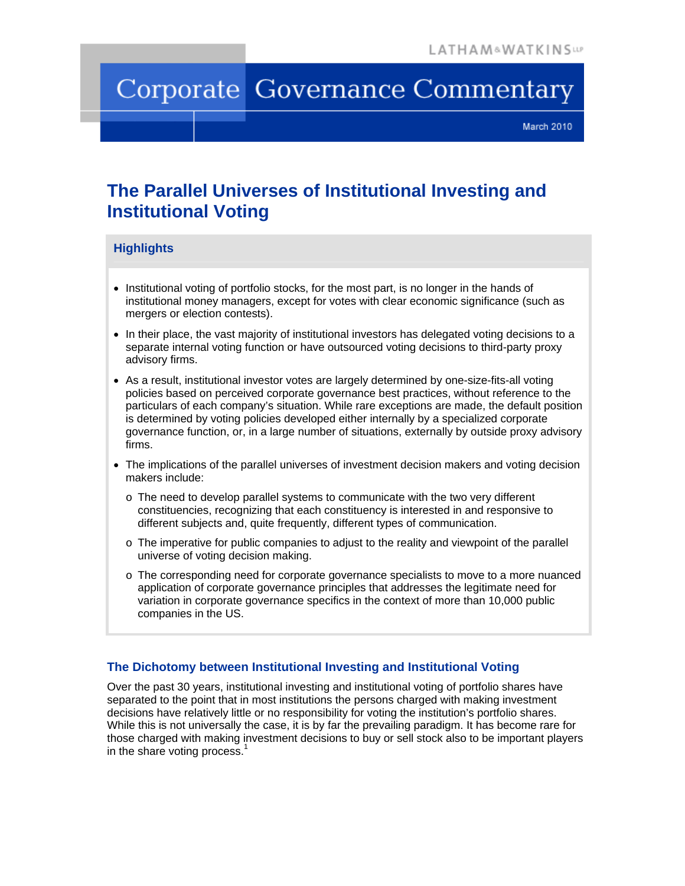LATHAM & WATKINS LLP

# Corporate Governance Commentary

March 2010

## The Parallel Universes of Institutional Investing and Institutional Voting

### Highlights

- Institutional voting of portfolio stocks, for the most part, is no longer in the hands of institutional money managers, except for votes with clear economic significance (such as mergers or election contests).
- In their place, the vast majority of institutional investors has delegated voting decisions to a separate internal voting function or have outsourced voting decisions to third-party proxy advisory firms.
- As a result, institutional investor votes are largely determined by one-size-fits-all voting policies based on perceived corporate governance best practices, without reference to the particulars of each company's situation. While rare exceptions are made, the default position is determined by voting policies developed either internally by a specialized corporate governance function, or, in a large number of situations, externally by outside proxy advisory firms.
- The implications of the parallel universes of investment decision makers and voting decision makers include:
  - The need to develop parallel systems to communicate with the two very different constituencies, recognizing that each constituency is interested in and responsive to different subjects and, quite frequently, different types of communication.
  - The imperative for public companies to adjust to the reality and viewpoint of the parallel universe of voting decision making.
  - The corresponding need for corporate governance specialists to move to a more nuanced application of corporate governance principles that addresses the legitimate need for variation in corporate governance specifics in the context of more than 10,000 public companies in the US.

### The Dichotomy between Institutional Investing and Institutional Voting

Over the past 30 years, institutional investing and institutional voting of portfolio shares have separated to the point that in most institutions the persons charged with making investment decisions have relatively little or no responsibility for voting the institution's portfolio shares. While this is not universally the case, it is by far the prevailing paradigm. It has become rare for those charged with making investment decisions to buy or sell stock also to be important players in the share voting process.[1]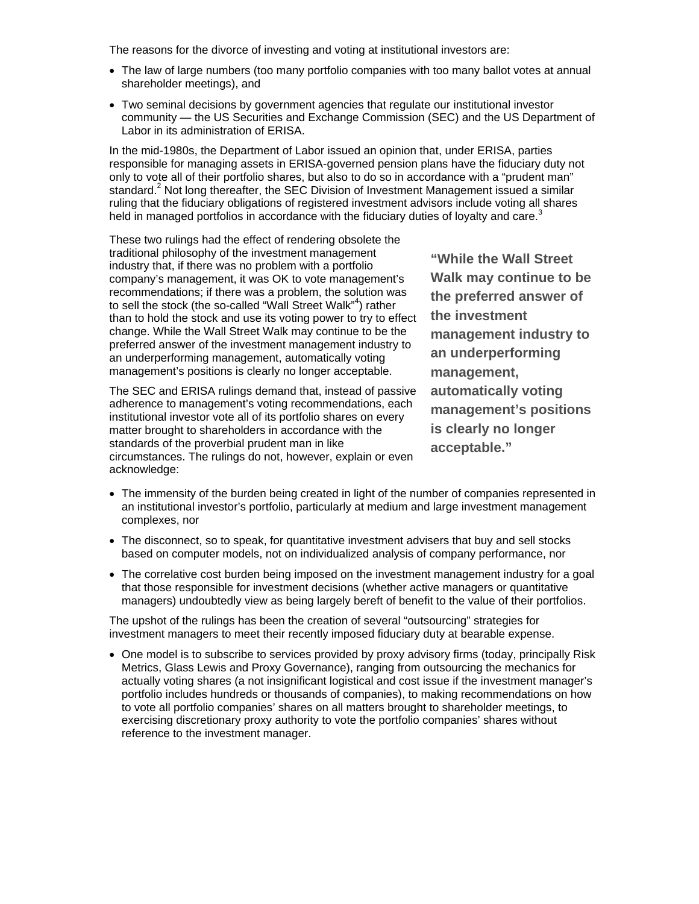The reasons for the divorce of investing and voting at institutional investors are:

- The law of large numbers (too many portfolio companies with too many ballot votes at annual shareholder meetings), and
- Two seminal decisions by government agencies that regulate our institutional investor community — the US Securities and Exchange Commission (SEC) and the US Department of Labor in its administration of ERISA.

In the mid-1980s, the Department of Labor issued an opinion that, under ERISA, parties responsible for managing assets in ERISA-governed pension plans have the fiduciary duty not only to vote all of their portfolio shares, but also to do so in accordance with a "prudent man" standard.[2] Not long thereafter, the SEC Division of Investment Management issued a similar ruling that the fiduciary obligations of registered investment advisors include voting all shares held in managed portfolios in accordance with the fiduciary duties of loyalty and care.[3]

These two rulings had the effect of rendering obsolete the traditional philosophy of the investment management industry that, if there was no problem with a portfolio company's management, it was OK to vote management's recommendations; if there was a problem, the solution was to sell the stock (the so-called "Wall Street Walk"[4]) rather than to hold the stock and use its voting power to try to effect change. While the Wall Street Walk may continue to be the preferred answer of the investment management industry to an underperforming management, automatically voting management's positions is clearly no longer acceptable.

**"While the Wall Street Walk may continue to be the preferred answer of the investment management industry to an underperforming management, automatically voting management's positions is clearly no longer acceptable."**

The SEC and ERISA rulings demand that, instead of passive adherence to management's voting recommendations, each institutional investor vote all of its portfolio shares on every matter brought to shareholders in accordance with the standards of the proverbial prudent man in like circumstances. The rulings do not, however, explain or even acknowledge:

- The immensity of the burden being created in light of the number of companies represented in an institutional investor's portfolio, particularly at medium and large investment management complexes, nor
- The disconnect, so to speak, for quantitative investment advisers that buy and sell stocks based on computer models, not on individualized analysis of company performance, nor
- The correlative cost burden being imposed on the investment management industry for a goal that those responsible for investment decisions (whether active managers or quantitative managers) undoubtedly view as being largely bereft of benefit to the value of their portfolios.

The upshot of the rulings has been the creation of several "outsourcing" strategies for investment managers to meet their recently imposed fiduciary duty at bearable expense.

- One model is to subscribe to services provided by proxy advisory firms (today, principally Risk Metrics, Glass Lewis and Proxy Governance), ranging from outsourcing the mechanics for actually voting shares (a not insignificant logistical and cost issue if the investment manager's portfolio includes hundreds or thousands of companies), to making recommendations on how to vote all portfolio companies' shares on all matters brought to shareholder meetings, to exercising discretionary proxy authority to vote the portfolio companies' shares without reference to the investment manager.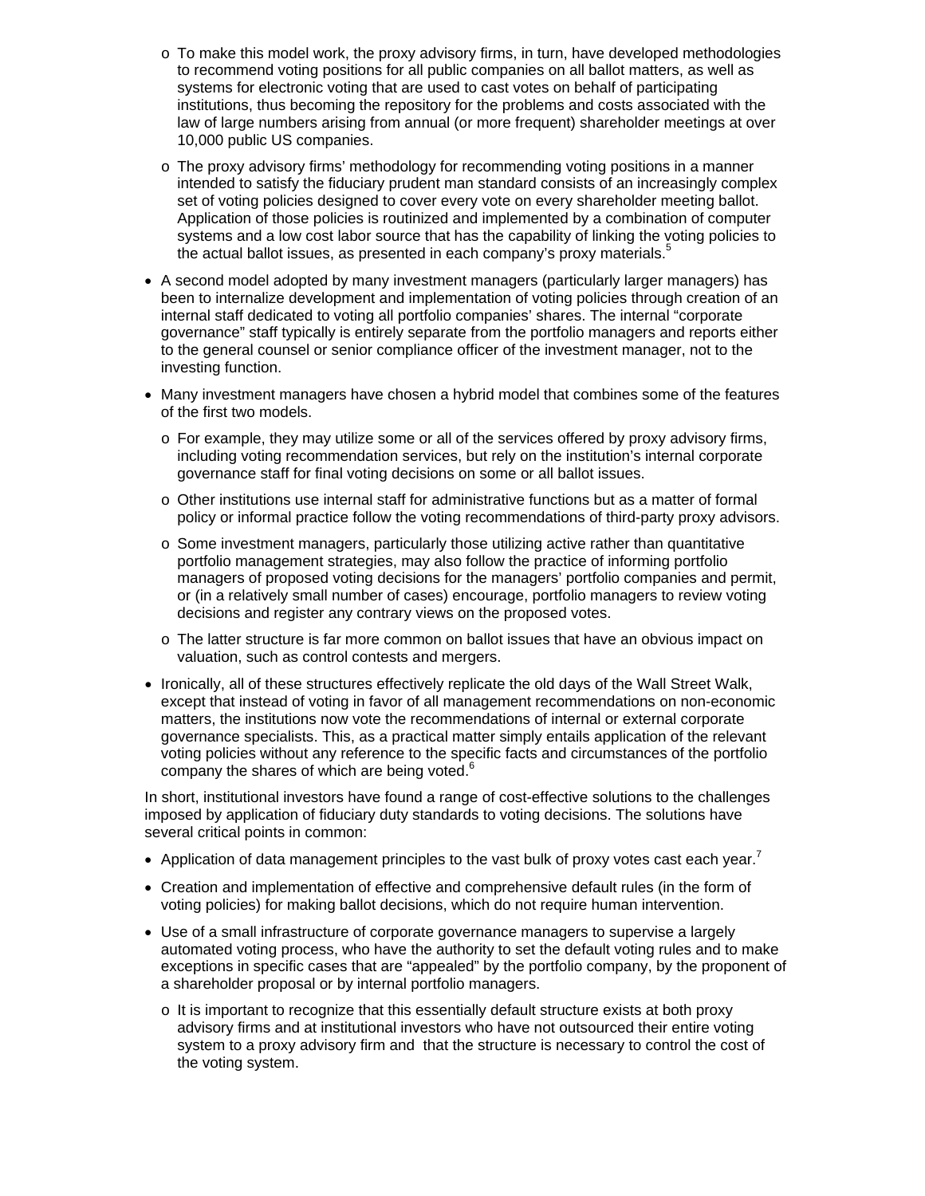- To make this model work, the proxy advisory firms, in turn, have developed methodologies to recommend voting positions for all public companies on all ballot matters, as well as systems for electronic voting that are used to cast votes on behalf of participating institutions, thus becoming the repository for the problems and costs associated with the law of large numbers arising from annual (or more frequent) shareholder meetings at over 10,000 public US companies.
  - The proxy advisory firms' methodology for recommending voting positions in a manner intended to satisfy the fiduciary prudent man standard consists of an increasingly complex set of voting policies designed to cover every vote on every shareholder meeting ballot. Application of those policies is routinized and implemented by a combination of computer systems and a low cost labor source that has the capability of linking the voting policies to the actual ballot issues, as presented in each company's proxy materials.[5]

- A second model adopted by many investment managers (particularly larger managers) has been to internalize development and implementation of voting policies through creation of an internal staff dedicated to voting all portfolio companies' shares. The internal "corporate governance" staff typically is entirely separate from the portfolio managers and reports either to the general counsel or senior compliance officer of the investment manager, not to the investing function.

- Many investment managers have chosen a hybrid model that combines some of the features of the first two models.
  - For example, they may utilize some or all of the services offered by proxy advisory firms, including voting recommendation services, but rely on the institution's internal corporate governance staff for final voting decisions on some or all ballot issues.
  - Other institutions use internal staff for administrative functions but as a matter of formal policy or informal practice follow the voting recommendations of third-party proxy advisors.
  - Some investment managers, particularly those utilizing active rather than quantitative portfolio management strategies, may also follow the practice of informing portfolio managers of proposed voting decisions for the managers' portfolio companies and permit, or (in a relatively small number of cases) encourage, portfolio managers to review voting decisions and register any contrary views on the proposed votes.
  - The latter structure is far more common on ballot issues that have an obvious impact on valuation, such as control contests and mergers.

- Ironically, all of these structures effectively replicate the old days of the Wall Street Walk, except that instead of voting in favor of all management recommendations on non-economic matters, the institutions now vote the recommendations of internal or external corporate governance specialists. This, as a practical matter simply entails application of the relevant voting policies without any reference to the specific facts and circumstances of the portfolio company the shares of which are being voted.[6]

In short, institutional investors have found a range of cost-effective solutions to the challenges imposed by application of fiduciary duty standards to voting decisions. The solutions have several critical points in common:

- Application of data management principles to the vast bulk of proxy votes cast each year.[7]
- Creation and implementation of effective and comprehensive default rules (in the form of voting policies) for making ballot decisions, which do not require human intervention.
- Use of a small infrastructure of corporate governance managers to supervise a largely automated voting process, who have the authority to set the default voting rules and to make exceptions in specific cases that are "appealed" by the portfolio company, by the proponent of a shareholder proposal or by internal portfolio managers.
  - It is important to recognize that this essentially default structure exists at both proxy advisory firms and at institutional investors who have not outsourced their entire voting system to a proxy advisory firm and that the structure is necessary to control the cost of the voting system.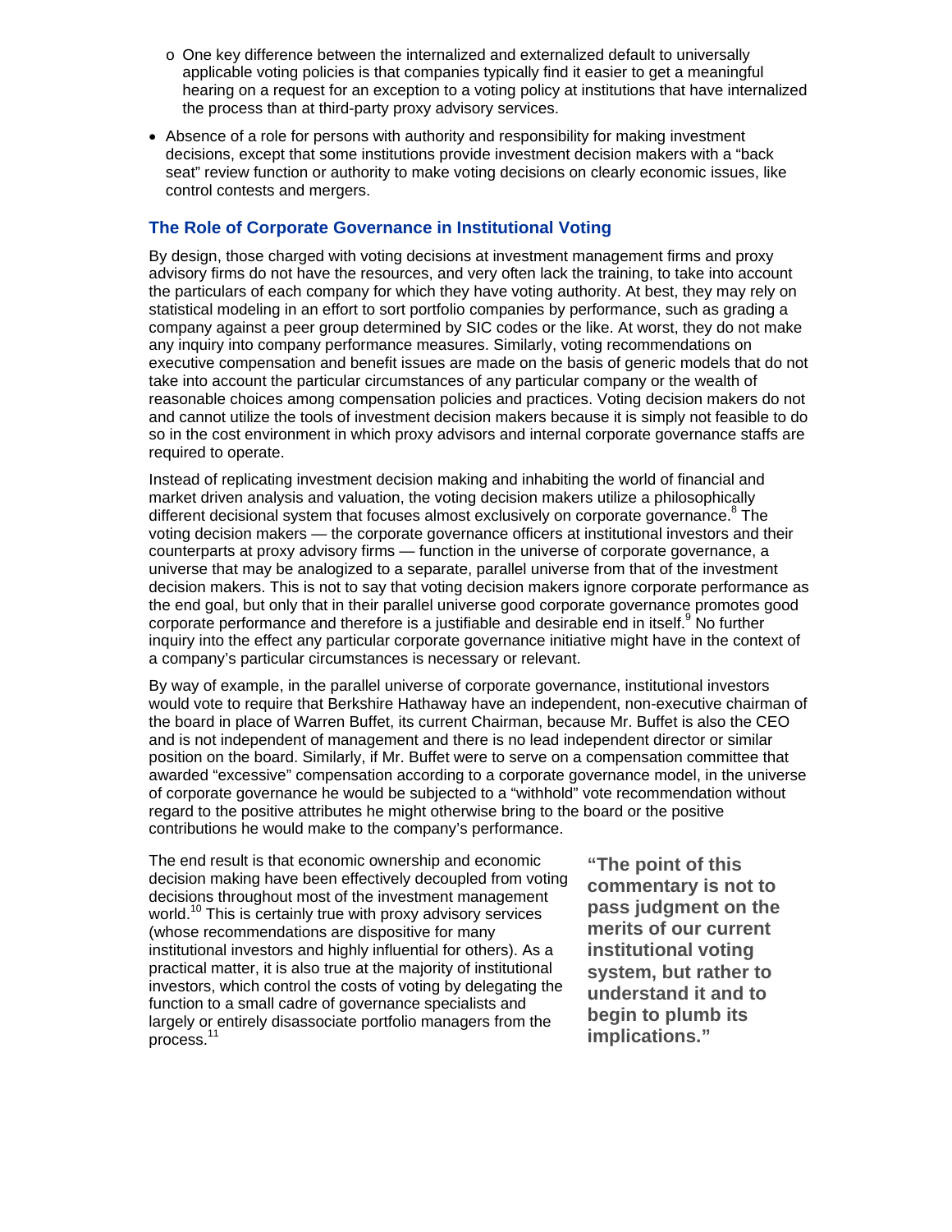- One key difference between the internalized and externalized default to universally applicable voting policies is that companies typically find it easier to get a meaningful hearing on a request for an exception to a voting policy at institutions that have internalized the process than at third-party proxy advisory services.
- Absence of a role for persons with authority and responsibility for making investment decisions, except that some institutions provide investment decision makers with a "back seat" review function or authority to make voting decisions on clearly economic issues, like control contests and mergers.

## The Role of Corporate Governance in Institutional Voting

By design, those charged with voting decisions at investment management firms and proxy advisory firms do not have the resources, and very often lack the training, to take into account the particulars of each company for which they have voting authority. At best, they may rely on statistical modeling in an effort to sort portfolio companies by performance, such as grading a company against a peer group determined by SIC codes or the like. At worst, they do not make any inquiry into company performance measures. Similarly, voting recommendations on executive compensation and benefit issues are made on the basis of generic models that do not take into account the particular circumstances of any particular company or the wealth of reasonable choices among compensation policies and practices. Voting decision makers do not and cannot utilize the tools of investment decision makers because it is simply not feasible to do so in the cost environment in which proxy advisors and internal corporate governance staffs are required to operate.

Instead of replicating investment decision making and inhabiting the world of financial and market driven analysis and valuation, the voting decision makers utilize a philosophically different decisional system that focuses almost exclusively on corporate governance.[8] The voting decision makers — the corporate governance officers at institutional investors and their counterparts at proxy advisory firms — function in the universe of corporate governance, a universe that may be analogized to a separate, parallel universe from that of the investment decision makers. This is not to say that voting decision makers ignore corporate performance as the end goal, but only that in their parallel universe good corporate governance promotes good corporate performance and therefore is a justifiable and desirable end in itself.[9] No further inquiry into the effect any particular corporate governance initiative might have in the context of a company's particular circumstances is necessary or relevant.

By way of example, in the parallel universe of corporate governance, institutional investors would vote to require that Berkshire Hathaway have an independent, non-executive chairman of the board in place of Warren Buffet, its current Chairman, because Mr. Buffet is also the CEO and is not independent of management and there is no lead independent director or similar position on the board. Similarly, if Mr. Buffet were to serve on a compensation committee that awarded "excessive" compensation according to a corporate governance model, in the universe of corporate governance he would be subjected to a "withhold" vote recommendation without regard to the positive attributes he might otherwise bring to the board or the positive contributions he would make to the company's performance.

The end result is that economic ownership and economic decision making have been effectively decoupled from voting decisions throughout most of the investment management world.[10] This is certainly true with proxy advisory services (whose recommendations are dispositive for many institutional investors and highly influential for others). As a practical matter, it is also true at the majority of institutional investors, which control the costs of voting by delegating the function to a small cadre of governance specialists and largely or entirely disassociate portfolio managers from the process.[11]

**"The point of this commentary is not to pass judgment on the merits of our current institutional voting system, but rather to understand it and to begin to plumb its implications."**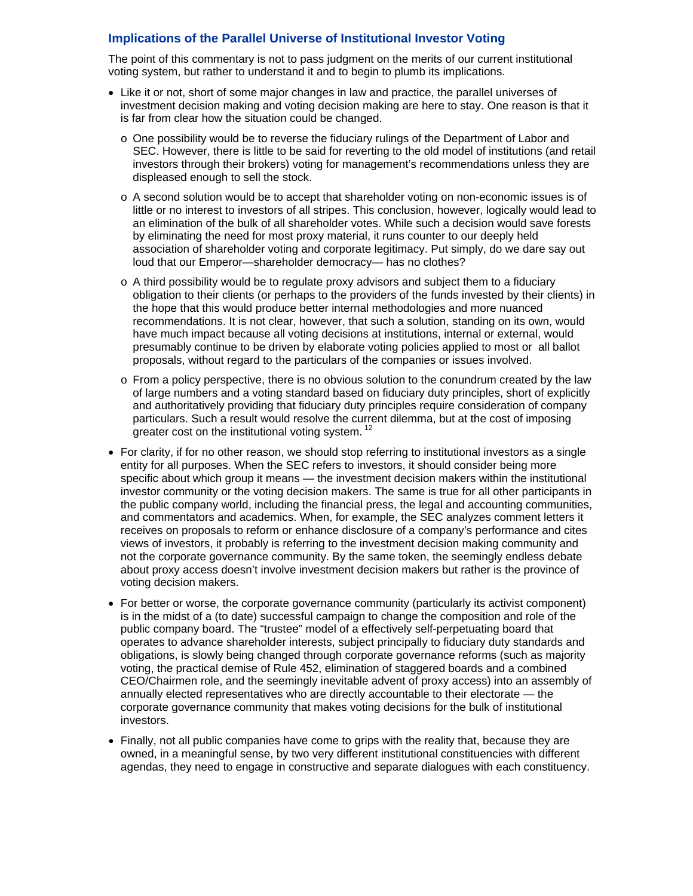## Implications of the Parallel Universe of Institutional Investor Voting

The point of this commentary is not to pass judgment on the merits of our current institutional voting system, but rather to understand it and to begin to plumb its implications.

- Like it or not, short of some major changes in law and practice, the parallel universes of investment decision making and voting decision making are here to stay. One reason is that it is far from clear how the situation could be changed.
  - One possibility would be to reverse the fiduciary rulings of the Department of Labor and SEC. However, there is little to be said for reverting to the old model of institutions (and retail investors through their brokers) voting for management's recommendations unless they are displeased enough to sell the stock.
  - A second solution would be to accept that shareholder voting on non-economic issues is of little or no interest to investors of all stripes. This conclusion, however, logically would lead to an elimination of the bulk of all shareholder votes. While such a decision would save forests by eliminating the need for most proxy material, it runs counter to our deeply held association of shareholder voting and corporate legitimacy. Put simply, do we dare say out loud that our Emperor—shareholder democracy— has no clothes?
  - A third possibility would be to regulate proxy advisors and subject them to a fiduciary obligation to their clients (or perhaps to the providers of the funds invested by their clients) in the hope that this would produce better internal methodologies and more nuanced recommendations. It is not clear, however, that such a solution, standing on its own, would have much impact because all voting decisions at institutions, internal or external, would presumably continue to be driven by elaborate voting policies applied to most or all ballot proposals, without regard to the particulars of the companies or issues involved.
  - From a policy perspective, there is no obvious solution to the conundrum created by the law of large numbers and a voting standard based on fiduciary duty principles, short of explicitly and authoritatively providing that fiduciary duty principles require consideration of company particulars. Such a result would resolve the current dilemma, but at the cost of imposing greater cost on the institutional voting system. [12]
- For clarity, if for no other reason, we should stop referring to institutional investors as a single entity for all purposes. When the SEC refers to investors, it should consider being more specific about which group it means — the investment decision makers within the institutional investor community or the voting decision makers. The same is true for all other participants in the public company world, including the financial press, the legal and accounting communities, and commentators and academics. When, for example, the SEC analyzes comment letters it receives on proposals to reform or enhance disclosure of a company's performance and cites views of investors, it probably is referring to the investment decision making community and not the corporate governance community. By the same token, the seemingly endless debate about proxy access doesn't involve investment decision makers but rather is the province of voting decision makers.
- For better or worse, the corporate governance community (particularly its activist component) is in the midst of a (to date) successful campaign to change the composition and role of the public company board. The "trustee" model of a effectively self-perpetuating board that operates to advance shareholder interests, subject principally to fiduciary duty standards and obligations, is slowly being changed through corporate governance reforms (such as majority voting, the practical demise of Rule 452, elimination of staggered boards and a combined CEO/Chairmen role, and the seemingly inevitable advent of proxy access) into an assembly of annually elected representatives who are directly accountable to their electorate — the corporate governance community that makes voting decisions for the bulk of institutional investors.
- Finally, not all public companies have come to grips with the reality that, because they are owned, in a meaningful sense, by two very different institutional constituencies with different agendas, they need to engage in constructive and separate dialogues with each constituency.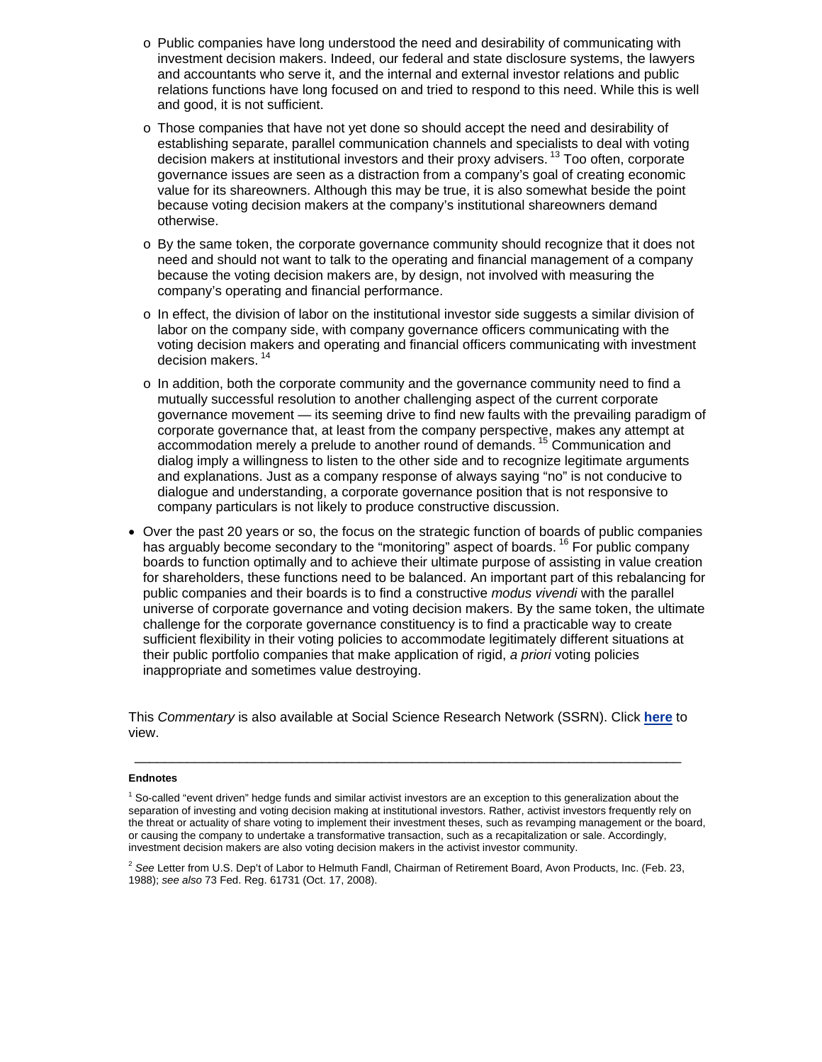- Public companies have long understood the need and desirability of communicating with investment decision makers. Indeed, our federal and state disclosure systems, the lawyers and accountants who serve it, and the internal and external investor relations and public relations functions have long focused on and tried to respond to this need. While this is well and good, it is not sufficient.
  - Those companies that have not yet done so should accept the need and desirability of establishing separate, parallel communication channels and specialists to deal with voting decision makers at institutional investors and their proxy advisers. [13] Too often, corporate governance issues are seen as a distraction from a company's goal of creating economic value for its shareowners. Although this may be true, it is also somewhat beside the point because voting decision makers at the company's institutional shareowners demand otherwise.
  - By the same token, the corporate governance community should recognize that it does not need and should not want to talk to the operating and financial management of a company because the voting decision makers are, by design, not involved with measuring the company's operating and financial performance.
  - In effect, the division of labor on the institutional investor side suggests a similar division of labor on the company side, with company governance officers communicating with the voting decision makers and operating and financial officers communicating with investment decision makers. [14]
  - In addition, both the corporate community and the governance community need to find a mutually successful resolution to another challenging aspect of the current corporate governance movement — its seeming drive to find new faults with the prevailing paradigm of corporate governance that, at least from the company perspective, makes any attempt at accommodation merely a prelude to another round of demands. [15] Communication and dialog imply a willingness to listen to the other side and to recognize legitimate arguments and explanations. Just as a company response of always saying "no" is not conducive to dialogue and understanding, a corporate governance position that is not responsive to company particulars is not likely to produce constructive discussion.

- Over the past 20 years or so, the focus on the strategic function of boards of public companies has arguably become secondary to the "monitoring" aspect of boards. [16] For public company boards to function optimally and to achieve their ultimate purpose of assisting in value creation for shareholders, these functions need to be balanced. An important part of this rebalancing for public companies and their boards is to find a constructive *modus vivendi* with the parallel universe of corporate governance and voting decision makers. By the same token, the ultimate challenge for the corporate governance constituency is to find a practicable way to create sufficient flexibility in their voting policies to accommodate legitimately different situations at their public portfolio companies that make application of rigid, *a priori* voting policies inappropriate and sometimes value destroying.

This *Commentary* is also available at Social Science Research Network (SSRN). Click **here** to view.

---

**Endnotes**

[1] So-called "event driven" hedge funds and similar activist investors are an exception to this generalization about the separation of investing and voting decision making at institutional investors. Rather, activist investors frequently rely on the threat or actuality of share voting to implement their investment theses, such as revamping management or the board, or causing the company to undertake a transformative transaction, such as a recapitalization or sale. Accordingly, investment decision makers are also voting decision makers in the activist investor community.

[2] *See* Letter from U.S. Dep't of Labor to Helmuth Fandl, Chairman of Retirement Board, Avon Products, Inc. (Feb. 23, 1988); *see also* 73 Fed. Reg. 61731 (Oct. 17, 2008).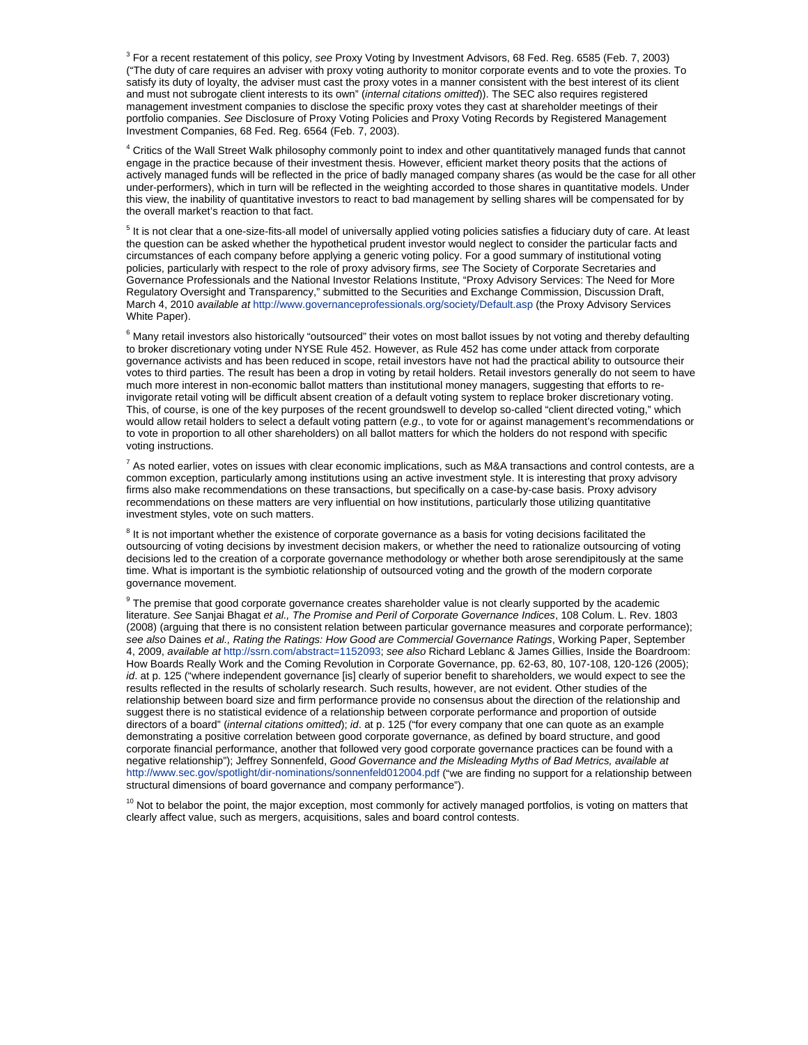[3] For a recent restatement of this policy, *see* Proxy Voting by Investment Advisors, 68 Fed. Reg. 6585 (Feb. 7, 2003) ("The duty of care requires an adviser with proxy voting authority to monitor corporate events and to vote the proxies. To satisfy its duty of loyalty, the adviser must cast the proxy votes in a manner consistent with the best interest of its client and must not subrogate client interests to its own" (*internal citations omitted*)). The SEC also requires registered management investment companies to disclose the specific proxy votes they cast at shareholder meetings of their portfolio companies. *See* Disclosure of Proxy Voting Policies and Proxy Voting Records by Registered Management Investment Companies, 68 Fed. Reg. 6564 (Feb. 7, 2003).

[4] Critics of the Wall Street Walk philosophy commonly point to index and other quantitatively managed funds that cannot engage in the practice because of their investment thesis. However, efficient market theory posits that the actions of actively managed funds will be reflected in the price of badly managed company shares (as would be the case for all other under-performers), which in turn will be reflected in the weighting accorded to those shares in quantitative models. Under this view, the inability of quantitative investors to react to bad management by selling shares will be compensated for by the overall market's reaction to that fact.

[5] It is not clear that a one-size-fits-all model of universally applied voting policies satisfies a fiduciary duty of care. At least the question can be asked whether the hypothetical prudent investor would neglect to consider the particular facts and circumstances of each company before applying a generic voting policy. For a good summary of institutional voting policies, particularly with respect to the role of proxy advisory firms, *see* The Society of Corporate Secretaries and Governance Professionals and the National Investor Relations Institute, "Proxy Advisory Services: The Need for More Regulatory Oversight and Transparency," submitted to the Securities and Exchange Commission, Discussion Draft, March 4, 2010 *available at* http://www.governanceprofessionals.org/society/Default.asp (the Proxy Advisory Services White Paper).

[6] Many retail investors also historically "outsourced" their votes on most ballot issues by not voting and thereby defaulting to broker discretionary voting under NYSE Rule 452. However, as Rule 452 has come under attack from corporate governance activists and has been reduced in scope, retail investors have not had the practical ability to outsource their votes to third parties. The result has been a drop in voting by retail holders. Retail investors generally do not seem to have much more interest in non-economic ballot matters than institutional money managers, suggesting that efforts to re-invigorate retail voting will be difficult absent creation of a default voting system to replace broker discretionary voting. This, of course, is one of the key purposes of the recent groundswell to develop so-called "client directed voting," which would allow retail holders to select a default voting pattern (*e.g*., to vote for or against management's recommendations or to vote in proportion to all other shareholders) on all ballot matters for which the holders do not respond with specific voting instructions.

[7] As noted earlier, votes on issues with clear economic implications, such as M&A transactions and control contests, are a common exception, particularly among institutions using an active investment style. It is interesting that proxy advisory firms also make recommendations on these transactions, but specifically on a case-by-case basis. Proxy advisory recommendations on these matters are very influential on how institutions, particularly those utilizing quantitative investment styles, vote on such matters.

[8] It is not important whether the existence of corporate governance as a basis for voting decisions facilitated the outsourcing of voting decisions by investment decision makers, or whether the need to rationalize outsourcing of voting decisions led to the creation of a corporate governance methodology or whether both arose serendipitously at the same time. What is important is the symbiotic relationship of outsourced voting and the growth of the modern corporate governance movement.

[9] The premise that good corporate governance creates shareholder value is not clearly supported by the academic literature. *See* Sanjai Bhagat *et al., The Promise and Peril of Corporate Governance Indices*, 108 Colum. L. Rev. 1803 (2008) (arguing that there is no consistent relation between particular governance measures and corporate performance); *see also* Daines *et al., Rating the Ratings: How Good are Commercial Governance Ratings*, Working Paper, September 4, 2009, *available at* http://ssrn.com/abstract=1152093; *see also* Richard Leblanc & James Gillies, Inside the Boardroom: How Boards Really Work and the Coming Revolution in Corporate Governance, pp. 62-63, 80, 107-108, 120-126 (2005); *id*. at p. 125 ("where independent governance [is] clearly of superior benefit to shareholders, we would expect to see the results reflected in the results of scholarly research. Such results, however, are not evident. Other studies of the relationship between board size and firm performance provide no consensus about the direction of the relationship and suggest there is no statistical evidence of a relationship between corporate performance and proportion of outside directors of a board" (*internal citations omitted*); *id*. at p. 125 ("for every company that one can quote as an example demonstrating a positive correlation between good corporate governance, as defined by board structure, and good corporate financial performance, another that followed very good corporate governance practices can be found with a negative relationship"); Jeffrey Sonnenfeld, *Good Governance and the Misleading Myths of Bad Metrics, available at* http://www.sec.gov/spotlight/dir-nominations/sonnenfeld012004.pdf ("we are finding no support for a relationship between structural dimensions of board governance and company performance").

[10] Not to belabor the point, the major exception, most commonly for actively managed portfolios, is voting on matters that clearly affect value, such as mergers, acquisitions, sales and board control contests.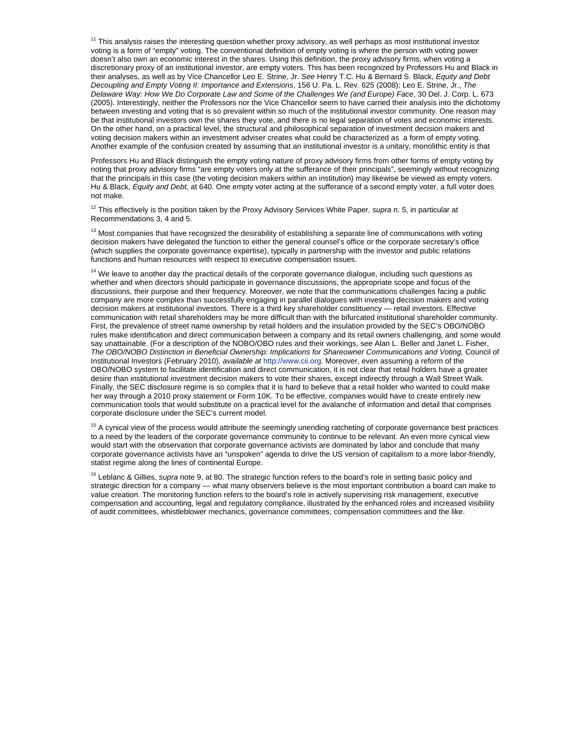[11] This analysis raises the interesting question whether proxy advisory, as well perhaps as most institutional investor voting is a form of "empty" voting. The conventional definition of empty voting is where the person with voting power doesn't also own an economic interest in the shares. Using this definition, the proxy advisory firms, when voting a discretionary proxy of an institutional investor, are empty voters. This has been recognized by Professors Hu and Black in their analyses, as well as by Vice Chancellor Leo E. Strine, Jr. *See* Henry T.C. Hu & Bernard S. Black, *Equity and Debt Decoupling and Empty Voting II: Importance and Extensions*, 156 U. Pa. L. Rev. 625 (2008); Leo E. Strine, Jr., *The Delaware Way: How We Do Corporate Law and Some of the Challenges We (and Europe) Face*, 30 Del. J. Corp. L. 673 (2005). Interestingly, neither the Professors nor the Vice Chancellor seem to have carried their analysis into the dichotomy between investing and voting that is so prevalent within so much of the institutional investor community. One reason may be that institutional investors own the shares they vote, and there is no legal separation of votes and economic interests. On the other hand, on a practical level, the structural and philosophical separation of investment decision makers and voting decision makers within an investment adviser creates what could be characterized as a form of empty voting. Another example of the confusion created by assuming that an institutional investor is a unitary, monolithic entity is that

Professors Hu and Black distinguish the empty voting nature of proxy advisory firms from other forms of empty voting by noting that proxy advisory firms "are empty voters only at the sufferance of their principals", seemingly without recognizing that the principals in this case (the voting decision makers within an institution) may likewise be viewed as empty voters. Hu & Black, *Equity and Debt*, at 640. One empty voter acting at the sufferance of a second empty voter, a full voter does not make.

[12] This effectively is the position taken by the Proxy Advisory Services White Paper, *supra* n. 5, in particular at Recommendations 3, 4 and 5.

[13] Most companies that have recognized the desirability of establishing a separate line of communications with voting decision makers have delegated the function to either the general counsel's office or the corporate secretary's office (which supplies the corporate governance expertise), typically in partnership with the investor and public relations functions and human resources with respect to executive compensation issues.

[14] We leave to another day the practical details of the corporate governance dialogue, including such questions as whether and when directors should participate in governance discussions, the appropriate scope and focus of the discussions, their purpose and their frequency. Moreover, we note that the communications challenges facing a public company are more complex than successfully engaging in parallel dialogues with investing decision makers and voting decision makers at institutional investors. There is a third key shareholder constituency — retail investors. Effective communication with retail shareholders may be more difficult than with the bifurcated institutional shareholder community. First, the prevalence of street name ownership by retail holders and the insulation provided by the SEC's OBO/NOBO rules make identification and direct communication between a company and its retail owners challenging, and some would say unattainable. (For a description of the NOBO/OBO rules and their workings, see Alan L. Beller and Janet L. Fisher, *The OBO/NOBO Distinction in Beneficial Ownership: Implications for Shareowner Communications and Voting,* Council of Institutional Investors (February 2010), *available at* http://www.cii.org. Moreover, even assuming a reform of the OBO/NOBO system to facilitate identification and direct communication, it is not clear that retail holders have a greater desire than institutional investment decision makers to vote their shares, except indirectly through a Wall Street Walk. Finally, the SEC disclosure regime is so complex that it is hard to believe that a retail holder who wanted to could make her way through a 2010 proxy statement or Form 10K. To be effective, companies would have to create entirely new communication tools that would substitute on a practical level for the avalanche of information and detail that comprises corporate disclosure under the SEC's current model.

[15] A cynical view of the process would attribute the seemingly unending ratcheting of corporate governance best practices to a need by the leaders of the corporate governance community to continue to be relevant. An even more cynical view would start with the observation that corporate governance activists are dominated by labor and conclude that many corporate governance activists have an "unspoken" agenda to drive the US version of capitalism to a more labor-friendly, statist regime along the lines of continental Europe.

[16] Leblanc & Gillies, *supra* note 9, at 80. The strategic function refers to the board's role in setting basic policy and strategic direction for a company — what many observers believe is the most important contribution a board can make to value creation. The monitoring function refers to the board's role in actively supervising risk management, executive compensation and accounting, legal and regulatory compliance, illustrated by the enhanced roles and increased visibility of audit committees, whistleblower mechanics, governance committees, compensation committees and the like.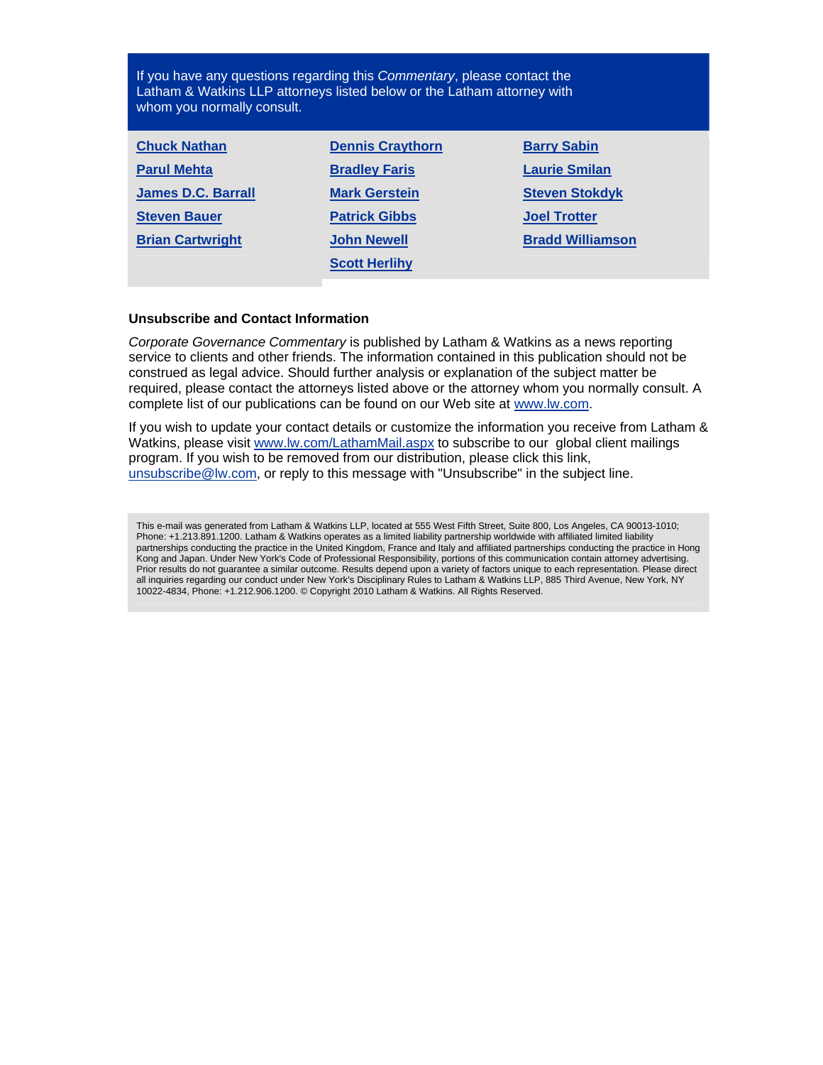If you have any questions regarding this *Commentary*, please contact the Latham & Watkins LLP attorneys listed below or the Latham attorney with whom you normally consult.

| | | |
|---|---|---|
| **Chuck Nathan** | **Dennis Craythorn** | **Barry Sabin** |
| **Parul Mehta** | **Bradley Faris** | **Laurie Smilan** |
| **James D.C. Barrall** | **Mark Gerstein** | **Steven Stokdyk** |
| **Steven Bauer** | **Patrick Gibbs** | **Joel Trotter** |
| **Brian Cartwright** | **John Newell** | **Bradd Williamson** |
| | **Scott Herlihy** | |

**Unsubscribe and Contact Information**

*Corporate Governance Commentary* is published by Latham & Watkins as a news reporting service to clients and other friends. The information contained in this publication should not be construed as legal advice. Should further analysis or explanation of the subject matter be required, please contact the attorneys listed above or the attorney whom you normally consult. A complete list of our publications can be found on our Web site at www.lw.com.

If you wish to update your contact details or customize the information you receive from Latham & Watkins, please visit www.lw.com/LathamMail.aspx to subscribe to our global client mailings program. If you wish to be removed from our distribution, please click this link, unsubscribe@lw.com, or reply to this message with "Unsubscribe" in the subject line.

This e-mail was generated from Latham & Watkins LLP, located at 555 West Fifth Street, Suite 800, Los Angeles, CA 90013-1010; Phone: +1.213.891.1200. Latham & Watkins operates as a limited liability partnership worldwide with affiliated limited liability partnerships conducting the practice in the United Kingdom, France and Italy and affiliated partnerships conducting the practice in Hong Kong and Japan. Under New York's Code of Professional Responsibility, portions of this communication contain attorney advertising. Prior results do not guarantee a similar outcome. Results depend upon a variety of factors unique to each representation. Please direct all inquiries regarding our conduct under New York's Disciplinary Rules to Latham & Watkins LLP, 885 Third Avenue, New York, NY 10022-4834, Phone: +1.212.906.1200. © Copyright 2010 Latham & Watkins. All Rights Reserved.